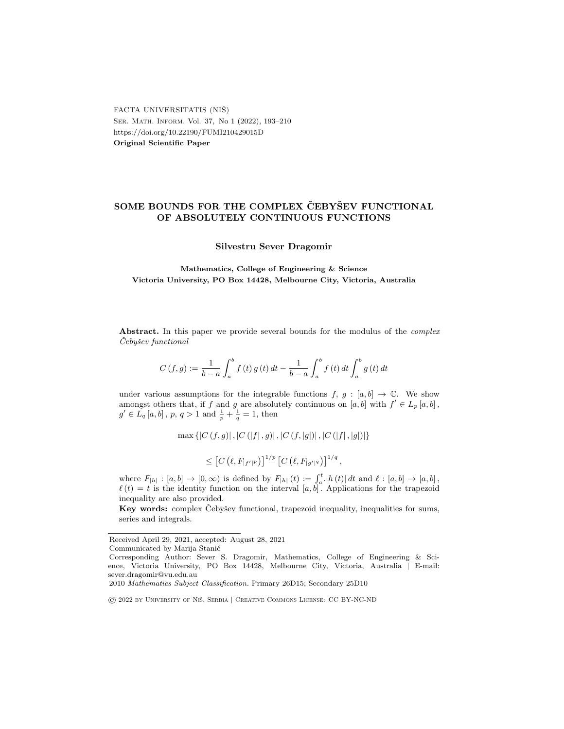FACTA UNIVERSITATIS (NIŠ)
Ser. Math. Inform. Vol. 37, No 1 (2022), 193–210
https://doi.org/10.22190/FUMI210429015D
**Original Scientific Paper**

# SOME BOUNDS FOR THE COMPLEX ČEBYŠEV FUNCTIONAL OF ABSOLUTELY CONTINUOUS FUNCTIONS

**Silvestru Sever Dragomir**

**Mathematics, College of Engineering & Science**
**Victoria University, PO Box 14428, Melbourne City, Victoria, Australia**

**Abstract.** In this paper we provide several bounds for the modulus of the *complex Čebyšev functional*

$$C(f,g) := \frac{1}{b-a}\int_a^b f(t)\,g(t)\,dt - \frac{1}{b-a}\int_a^b f(t)\,dt \int_a^b g(t)\,dt$$

under various assumptions for the integrable functions $f,\ g : [a,b] \to \mathbb{C}$. We show amongst others that, if $f$ and $g$ are absolutely continuous on $[a,b]$ with $f' \in L_p[a,b]$, $g' \in L_q[a,b]$, $p,\ q > 1$ and $\frac{1}{p} + \frac{1}{q} = 1$, then

$$\max\left\{|C(f,g)|, |C(|f|,g)|, |C(f,|g|)|, |C(|f|,|g|)|\right\}$$

$$\leq \left[C\left(\ell, F_{|f'|^p}\right)\right]^{1/p} \left[C\left(\ell, F_{|g'|^q}\right)\right]^{1/q},$$

where $F_{|h|} : [a,b] \to [0,\infty)$ is defined by $F_{|h|}(t) := \int_a^t |h(t)|\,dt$ and $\ell : [a,b] \to [a,b]$, $\ell(t) = t$ is the identity function on the interval $[a,b]$. Applications for the trapezoid inequality are also provided.

**Key words:** complex Čebyšev functional, trapezoid inequality, inequalities for sums, series and integrals.

---

Received April 29, 2021, accepted: August 28, 2021

Communicated by Marija Stanić

Corresponding Author: Sever S. Dragomir, Mathematics, College of Engineering & Science, Victoria University, PO Box 14428, Melbourne City, Victoria, Australia | E-mail: sever.dragomir@vu.edu.au

2010 *Mathematics Subject Classification.* Primary 26D15; Secondary 25D10

© 2022 by University of Niš, Serbia | Creative Commons License: CC BY-NC-ND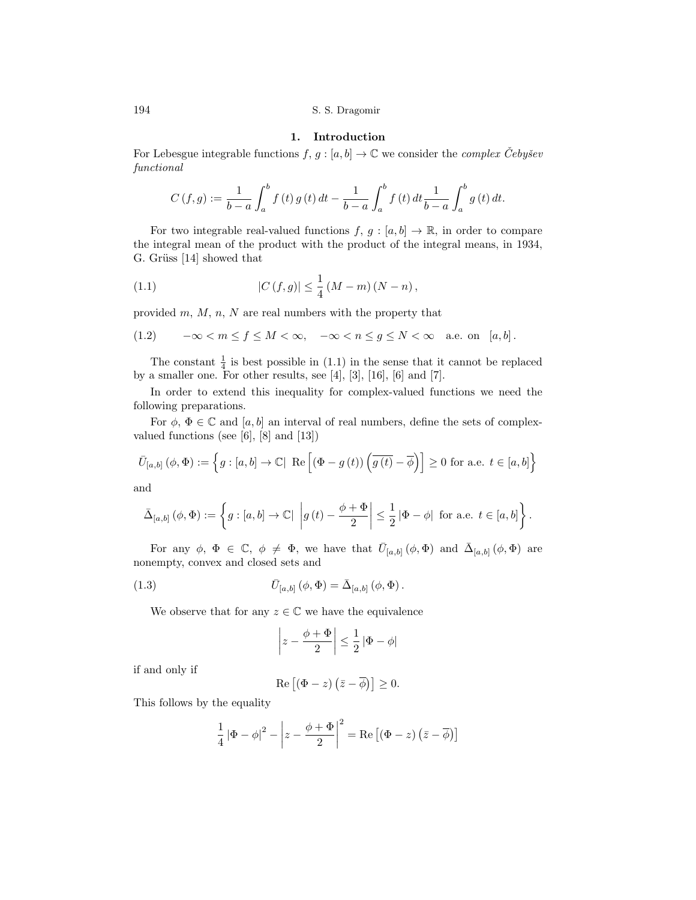## 1. Introduction

For Lebesgue integrable functions $f, g : [a,b] \to \mathbb{C}$ we consider the *complex Čebyšev functional*

$$C(f,g) := \frac{1}{b-a}\int_a^b f(t)\,g(t)\,dt - \frac{1}{b-a}\int_a^b f(t)\,dt \frac{1}{b-a}\int_a^b g(t)\,dt.$$

For two integrable real-valued functions $f, g : [a,b] \to \mathbb{R}$, in order to compare the integral mean of the product with the product of the integral means, in 1934, G. Grüss [14] showed that

$$|C(f,g)| \le \frac{1}{4}(M-m)(N-n), \tag{1.1}$$

provided $m$, $M$, $n$, $N$ are real numbers with the property that

$$-\infty < m \le f \le M < \infty, \quad -\infty < n \le g \le N < \infty \quad \text{a.e. on} \quad [a,b]. \tag{1.2}$$

The constant $\frac{1}{4}$ is best possible in (1.1) in the sense that it cannot be replaced by a smaller one. For other results, see [4], [3], [16], [6] and [7].

In order to extend this inequality for complex-valued functions we need the following preparations.

For $\phi$, $\Phi \in \mathbb{C}$ and $[a,b]$ an interval of real numbers, define the sets of complex-valued functions (see [6], [8] and [13])

$$\bar{U}_{[a,b]}(\phi,\Phi) := \left\{ g : [a,b] \to \mathbb{C} | \ \operatorname{Re}\left[ (\Phi - g(t)) \left( \overline{g(t)} - \overline{\phi} \right) \right] \ge 0 \text{ for a.e. } t \in [a,b] \right\}$$

and

$$\bar{\Delta}_{[a,b]}(\phi,\Phi) := \left\{ g : [a,b] \to \mathbb{C} | \ \left| g(t) - \frac{\phi+\Phi}{2} \right| \le \frac{1}{2}|\Phi - \phi| \text{ for a.e. } t \in [a,b] \right\}.$$

For any $\phi$, $\Phi \in \mathbb{C}$, $\phi \ne \Phi$, we have that $\bar{U}_{[a,b]}(\phi,\Phi)$ and $\bar{\Delta}_{[a,b]}(\phi,\Phi)$ are nonempty, convex and closed sets and

$$\bar{U}_{[a,b]}(\phi,\Phi) = \bar{\Delta}_{[a,b]}(\phi,\Phi). \tag{1.3}$$

We observe that for any $z \in \mathbb{C}$ we have the equivalence

$$\left| z - \frac{\phi+\Phi}{2} \right| \le \frac{1}{2}|\Phi - \phi|$$

if and only if

$$\operatorname{Re}\left[ (\Phi - z)\left( \bar{z} - \overline{\phi} \right) \right] \ge 0.$$

This follows by the equality

$$\frac{1}{4}|\Phi - \phi|^2 - \left| z - \frac{\phi+\Phi}{2} \right|^2 = \operatorname{Re}\left[ (\Phi - z)\left( \bar{z} - \overline{\phi} \right) \right]$$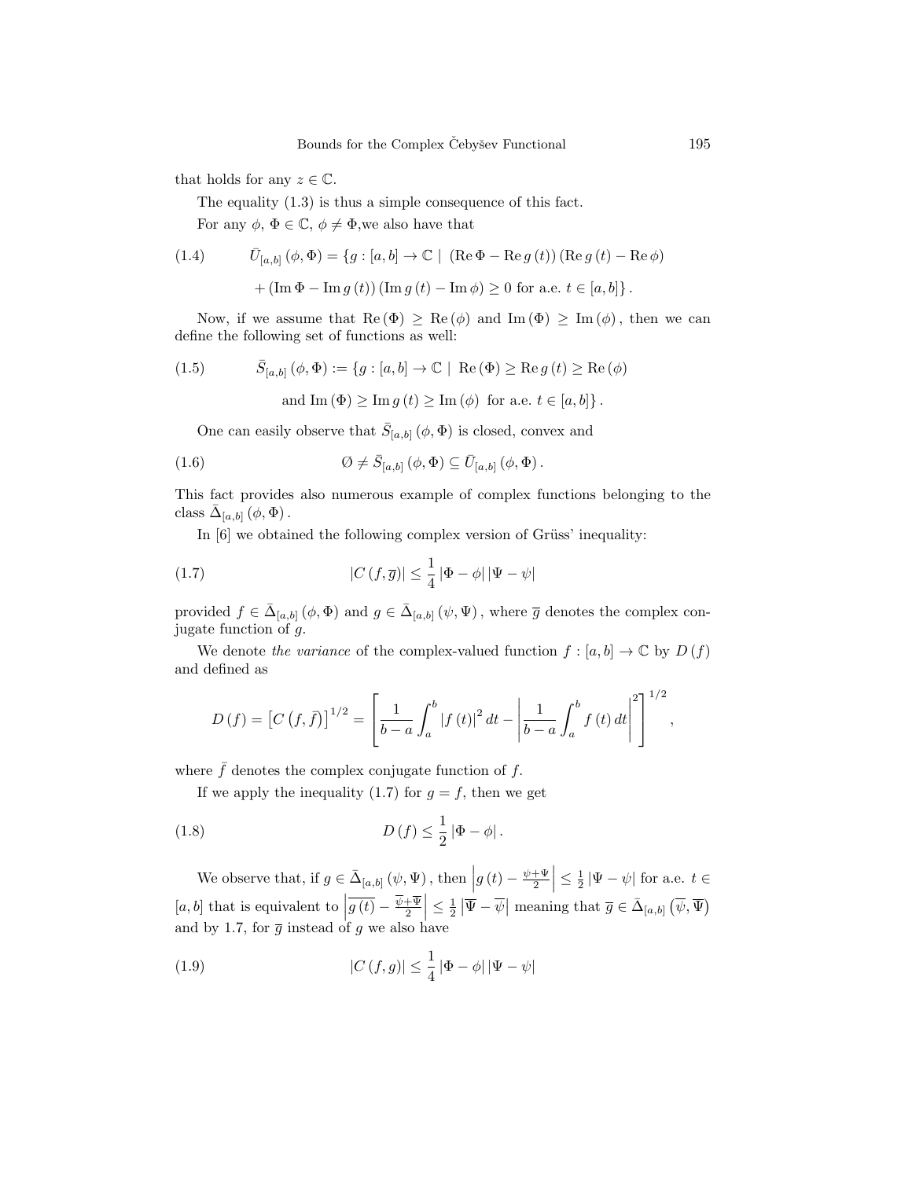that holds for any $z \in \mathbb{C}$.

The equality (1.3) is thus a simple consequence of this fact.

For any $\phi, \Phi \in \mathbb{C}$, $\phi \neq \Phi$,we also have that

$$\bar{U}_{[a,b]}(\phi, \Phi) = \{g : [a,b] \to \mathbb{C} \mid (\operatorname{Re}\Phi - \operatorname{Re} g(t))(\operatorname{Re} g(t) - \operatorname{Re}\phi) + (\operatorname{Im}\Phi - \operatorname{Im} g(t))(\operatorname{Im} g(t) - \operatorname{Im}\phi) \geq 0 \text{ for a.e. } t \in [a,b]\}. \tag{1.4}$$

Now, if we assume that $\operatorname{Re}(\Phi) \geq \operatorname{Re}(\phi)$ and $\operatorname{Im}(\Phi) \geq \operatorname{Im}(\phi)$, then we can define the following set of functions as well:

$$\bar{S}_{[a,b]}(\phi, \Phi) := \{g : [a,b] \to \mathbb{C} \mid \operatorname{Re}(\Phi) \geq \operatorname{Re} g(t) \geq \operatorname{Re}(\phi) \text{ and } \operatorname{Im}(\Phi) \geq \operatorname{Im} g(t) \geq \operatorname{Im}(\phi) \text{ for a.e. } t \in [a,b]\}. \tag{1.5}$$

One can easily observe that $\bar{S}_{[a,b]}(\phi, \Phi)$ is closed, convex and

$$\emptyset \neq \bar{S}_{[a,b]}(\phi, \Phi) \subseteq \bar{U}_{[a,b]}(\phi, \Phi). \tag{1.6}$$

This fact provides also numerous example of complex functions belonging to the class $\bar{\Delta}_{[a,b]}(\phi, \Phi)$.

In [6] we obtained the following complex version of Grüss' inequality:

$$|C(f, \overline{g})| \leq \frac{1}{4}|\Phi - \phi||\Psi - \psi| \tag{1.7}$$

provided $f \in \bar{\Delta}_{[a,b]}(\phi, \Phi)$ and $g \in \bar{\Delta}_{[a,b]}(\psi, \Psi)$, where $\overline{g}$ denotes the complex conjugate function of $g$.

We denote *the variance* of the complex-valued function $f : [a,b] \to \mathbb{C}$ by $D(f)$ and defined as

$$D(f) = \left[C\left(f, \bar{f}\right)\right]^{1/2} = \left[\frac{1}{b-a}\int_a^b |f(t)|^2 dt - \left|\frac{1}{b-a}\int_a^b f(t) dt\right|^2\right]^{1/2},$$

where $\bar{f}$ denotes the complex conjugate function of $f$.

If we apply the inequality (1.7) for $g = f$, then we get

$$D(f) \leq \frac{1}{2}|\Phi - \phi|. \tag{1.8}$$

We observe that, if $g \in \bar{\Delta}_{[a,b]}(\psi, \Psi)$, then $\left|g(t) - \frac{\psi+\Psi}{2}\right| \leq \frac{1}{2}|\Psi - \psi|$ for a.e. $t \in [a,b]$ that is equivalent to $\left|\overline{g(t)} - \frac{\overline{\psi}+\overline{\Psi}}{2}\right| \leq \frac{1}{2}\left|\overline{\Psi} - \overline{\psi}\right|$ meaning that $\overline{g} \in \bar{\Delta}_{[a,b]}\left(\overline{\psi}, \overline{\Psi}\right)$ and by 1.7, for $\overline{g}$ instead of $g$ we also have

$$|C(f, g)| \leq \frac{1}{4}|\Phi - \phi||\Psi - \psi| \tag{1.9}$$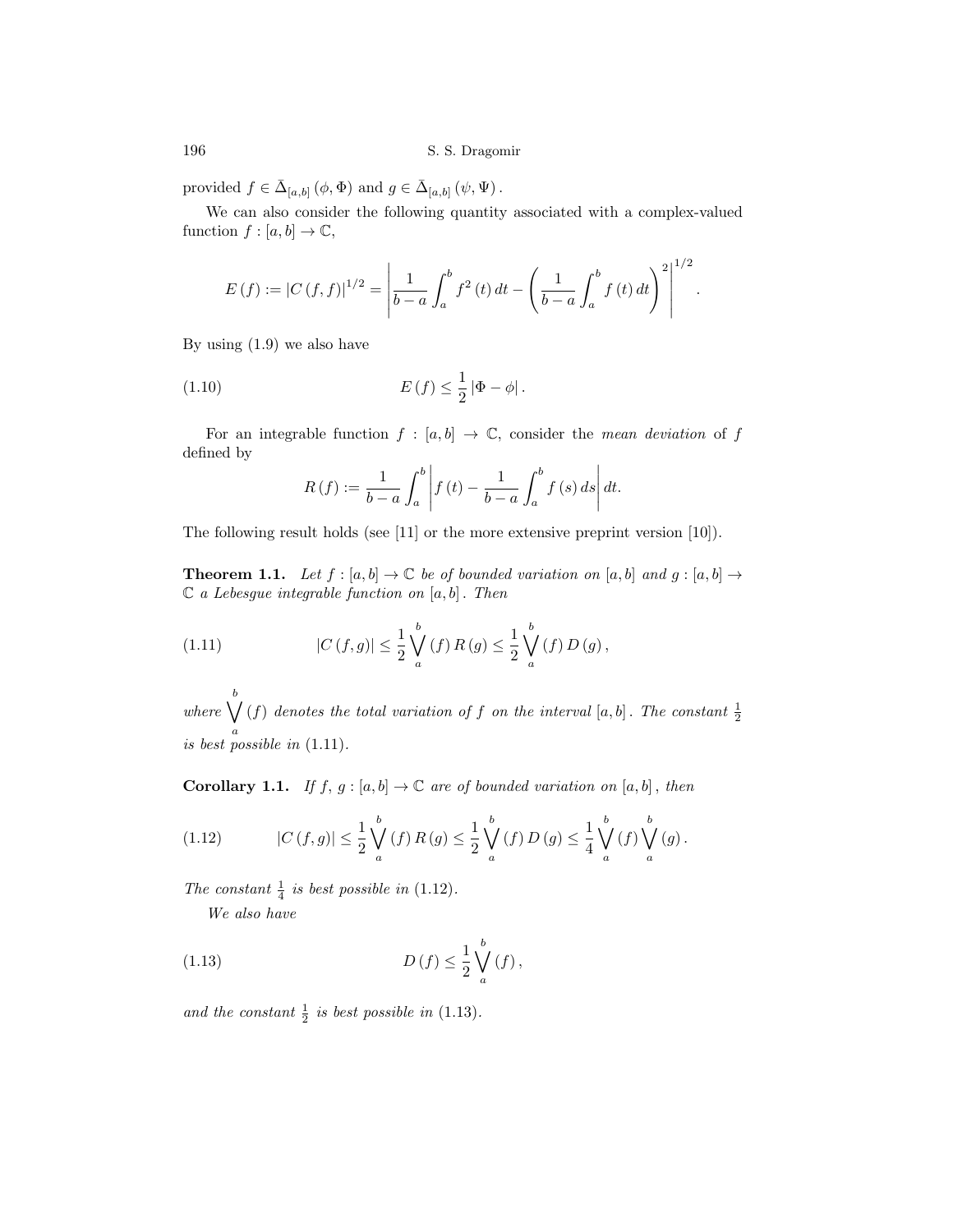provided $f \in \bar{\Delta}_{[a,b]}(\phi, \Phi)$ and $g \in \bar{\Delta}_{[a,b]}(\psi, \Psi)$.

We can also consider the following quantity associated with a complex-valued function $f : [a,b] \to \mathbb{C}$,

$$E(f) := |C(f,f)|^{1/2} = \left| \frac{1}{b-a} \int_a^b f^2(t)\, dt - \left( \frac{1}{b-a} \int_a^b f(t)\, dt \right)^2 \right|^{1/2}.$$

By using (1.9) we also have

$$E(f) \leq \frac{1}{2} |\Phi - \phi| . \tag{1.10}$$

For an integrable function $f : [a,b] \to \mathbb{C}$, consider the *mean deviation* of $f$ defined by

$$R(f) := \frac{1}{b-a} \int_a^b \left| f(t) - \frac{1}{b-a} \int_a^b f(s)\, ds \right| dt.$$

The following result holds (see [11] or the more extensive preprint version [10]).

**Theorem 1.1.** *Let $f : [a,b] \to \mathbb{C}$ be of bounded variation on $[a,b]$ and $g : [a,b] \to \mathbb{C}$ a Lebesgue integrable function on $[a,b]$. Then*

$$|C(f,g)| \leq \frac{1}{2} \bigvee_a^b (f)\, R(g) \leq \frac{1}{2} \bigvee_a^b (f)\, D(g), \tag{1.11}$$

*where $\bigvee_a^b (f)$ denotes the total variation of $f$ on the interval $[a,b]$. The constant $\frac{1}{2}$ is best possible in* (1.11).

**Corollary 1.1.** *If $f, g : [a,b] \to \mathbb{C}$ are of bounded variation on $[a,b]$, then*

$$|C(f,g)| \leq \frac{1}{2} \bigvee_a^b (f)\, R(g) \leq \frac{1}{2} \bigvee_a^b (f)\, D(g) \leq \frac{1}{4} \bigvee_a^b (f) \bigvee_a^b (g). \tag{1.12}$$

*The constant $\frac{1}{4}$ is best possible in* (1.12).

*We also have*

$$D(f) \leq \frac{1}{2} \bigvee_a^b (f), \tag{1.13}$$

*and the constant $\frac{1}{2}$ is best possible in* (1.13).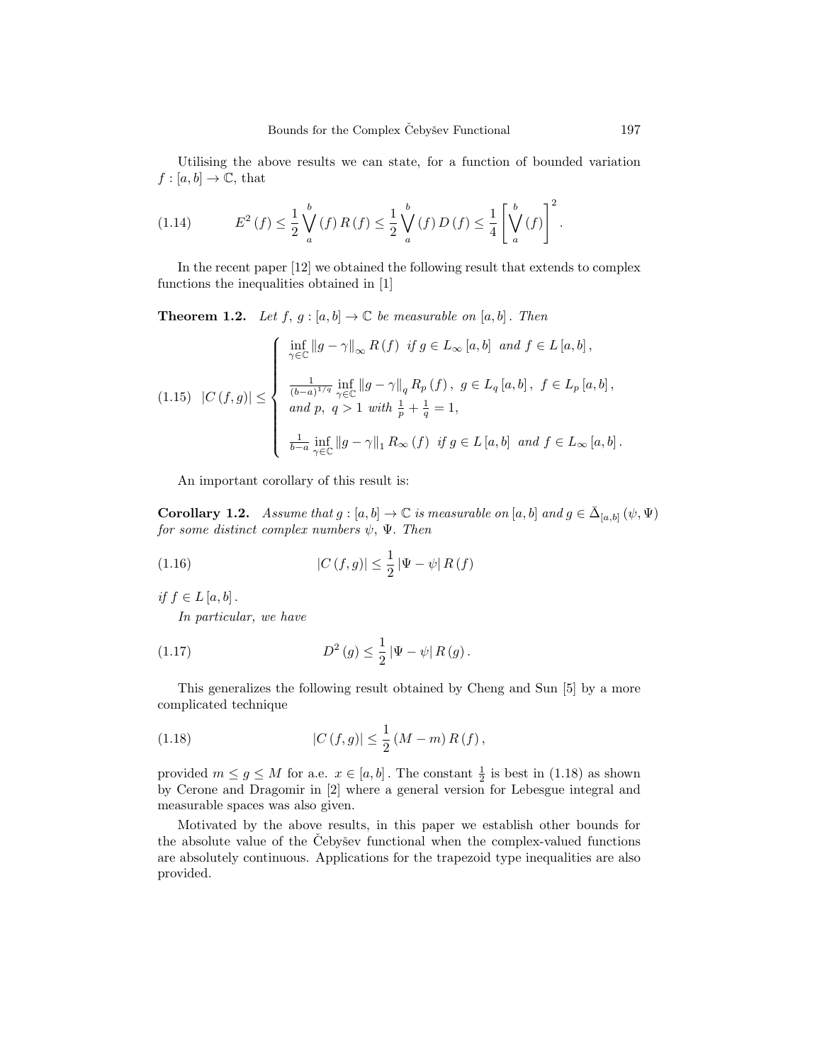Utilising the above results we can state, for a function of bounded variation $f : [a, b] \to \mathbb{C}$, that

$$E^2(f) \le \frac{1}{2} \bigvee_a^b (f) R(f) \le \frac{1}{2} \bigvee_a^b (f) D(f) \le \frac{1}{4} \left[ \bigvee_a^b (f) \right]^2. \tag{1.14}$$

In the recent paper [12] we obtained the following result that extends to complex functions the inequalities obtained in [1]

**Theorem 1.2.** *Let $f, g : [a, b] \to \mathbb{C}$ be measurable on $[a, b]$. Then*

$$|C(f,g)| \le \begin{cases} \inf_{\gamma \in \mathbb{C}} \|g - \gamma\|_\infty R(f) \ \ \text{if } g \in L_\infty[a,b] \ \text{and } f \in L[a,b], \\ \\ \frac{1}{(b-a)^{1/q}} \inf_{\gamma \in \mathbb{C}} \|g - \gamma\|_q R_p(f), \ g \in L_q[a,b], \ f \in L_p[a,b], \\ \text{and } p, \ q > 1 \ \text{with } \frac{1}{p} + \frac{1}{q} = 1, \\ \\ \frac{1}{b-a} \inf_{\gamma \in \mathbb{C}} \|g - \gamma\|_1 R_\infty(f) \ \ \text{if } g \in L[a,b] \ \text{and } f \in L_\infty[a,b]. \end{cases} \tag{1.15}$$

An important corollary of this result is:

**Corollary 1.2.** *Assume that $g : [a, b] \to \mathbb{C}$ is measurable on $[a, b]$ and $g \in \bar{\Delta}_{[a,b]}(\psi, \Psi)$ for some distinct complex numbers $\psi$, $\Psi$. Then*

$$|C(f,g)| \le \frac{1}{2} |\Psi - \psi| R(f) \tag{1.16}$$

*if $f \in L[a, b]$.*

*In particular, we have*

$$D^2(g) \le \frac{1}{2} |\Psi - \psi| R(g). \tag{1.17}$$

This generalizes the following result obtained by Cheng and Sun [5] by a more complicated technique

$$|C(f,g)| \le \frac{1}{2} (M - m) R(f), \tag{1.18}$$

provided $m \le g \le M$ for a.e. $x \in [a, b]$. The constant $\frac{1}{2}$ is best in (1.18) as shown by Cerone and Dragomir in [2] where a general version for Lebesgue integral and measurable spaces was also given.

Motivated by the above results, in this paper we establish other bounds for the absolute value of the Čebyšev functional when the complex-valued functions are absolutely continuous. Applications for the trapezoid type inequalities are also provided.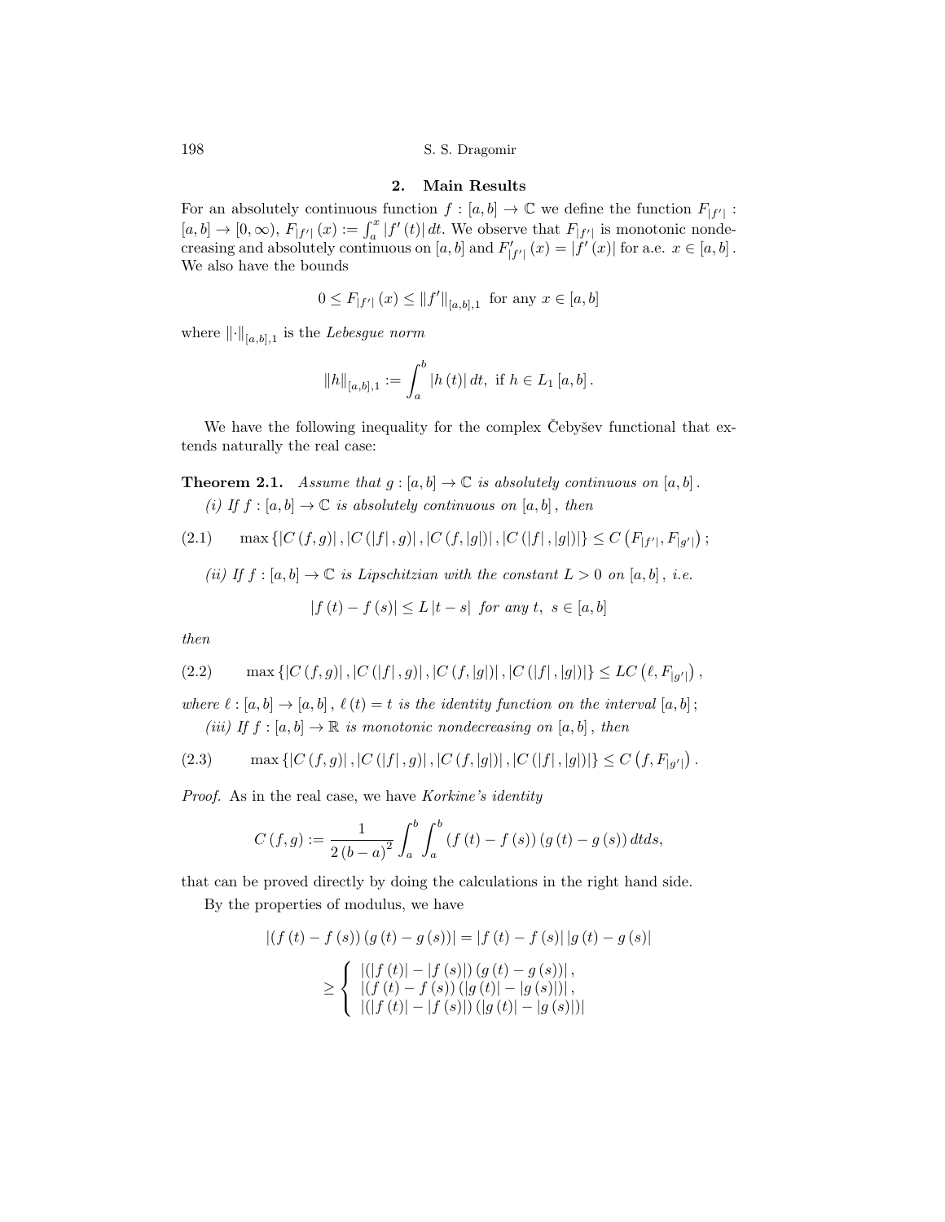## 2. Main Results

For an absolutely continuous function $f : [a,b] \to \mathbb{C}$ we define the function $F_{|f'|} : [a,b] \to [0,\infty)$, $F_{|f'|}(x) := \int_a^x |f'(t)|\,dt$. We observe that $F_{|f'|}$ is monotonic nondecreasing and absolutely continuous on $[a,b]$ and $F'_{|f'|}(x) = |f'(x)|$ for a.e. $x \in [a,b]$. We also have the bounds

$$0 \le F_{|f'|}(x) \le \|f'\|_{[a,b],1} \text{ for any } x \in [a,b]$$

where $\|\cdot\|_{[a,b],1}$ is the *Lebesgue norm*

$$\|h\|_{[a,b],1} := \int_a^b |h(t)|\,dt, \text{ if } h \in L_1[a,b].$$

We have the following inequality for the complex Čebyšev functional that extends naturally the real case:

**Theorem 2.1.** *Assume that $g : [a,b] \to \mathbb{C}$ is absolutely continuous on $[a,b]$.*

*(i) If $f : [a,b] \to \mathbb{C}$ is absolutely continuous on $[a,b]$, then*

$$\max\{|C(f,g)|, |C(|f|,g)|, |C(f,|g|)|, |C(|f|,|g|)|\} \le C\left(F_{|f'|}, F_{|g'|}\right); \tag{2.1}$$

*(ii) If $f : [a,b] \to \mathbb{C}$ is Lipschitzian with the constant $L > 0$ on $[a,b]$, i.e.*

$$|f(t) - f(s)| \le L|t-s| \text{ for any } t,\ s \in [a,b]$$

*then*

$$\max\{|C(f,g)|, |C(|f|,g)|, |C(f,|g|)|, |C(|f|,|g|)|\} \le LC\left(\ell, F_{|g'|}\right), \tag{2.2}$$

*where $\ell : [a,b] \to [a,b]$, $\ell(t) = t$ is the identity function on the interval $[a,b]$;*

*(iii) If $f : [a,b] \to \mathbb{R}$ is monotonic nondecreasing on $[a,b]$, then*

$$\max\{|C(f,g)|, |C(|f|,g)|, |C(f,|g|)|, |C(|f|,|g|)|\} \le C\left(f, F_{|g'|}\right). \tag{2.3}$$

*Proof.* As in the real case, we have *Korkine's identity*

$$C(f,g) := \frac{1}{2(b-a)^2}\int_a^b\int_a^b (f(t)-f(s))(g(t)-g(s))\,dtds,$$

that can be proved directly by doing the calculations in the right hand side.

By the properties of modulus, we have

$$|(f(t)-f(s))(g(t)-g(s))| = |f(t)-f(s)|\,|g(t)-g(s)|$$

$$\ge \begin{cases} |(|f(t)|-|f(s)|)(g(t)-g(s))|, \\ |(f(t)-f(s))(|g(t)|-|g(s)|)|, \\ |(|f(t)|-|f(s)|)(|g(t)|-|g(s)|)| \end{cases}$$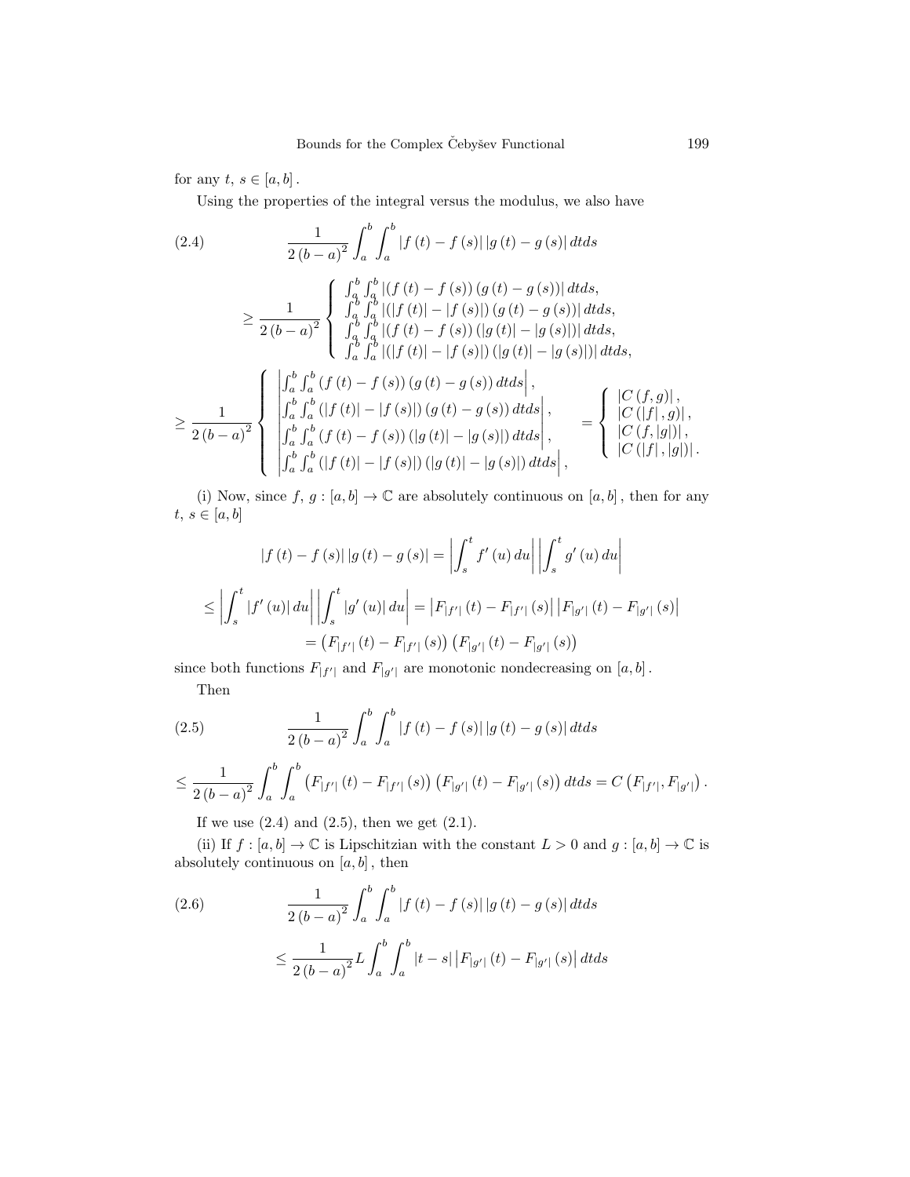for any $t,\ s \in [a,b]$.

Using the properties of the integral versus the modulus, we also have

$$
\begin{aligned}
(2.4) \qquad & \frac{1}{2(b-a)^2}\int_a^b\int_a^b |f(t)-f(s)|\,|g(t)-g(s)|\,dtds \\
& \geq \frac{1}{2(b-a)^2}\left\{\begin{array}{l}
\int_a^b\int_a^b |(f(t)-f(s))(g(t)-g(s))|\,dtds, \\
\int_a^b\int_a^b |(|f(t)|-|f(s)|)(g(t)-g(s))|\,dtds, \\
\int_a^b\int_a^b |(f(t)-f(s))(|g(t)|-|g(s)|)|\,dtds, \\
\int_a^b\int_a^b |(|f(t)|-|f(s)|)(|g(t)|-|g(s)|)|\,dtds,
\end{array}\right.
\end{aligned}
$$

$$
\geq \frac{1}{2(b-a)^2}\left\{\begin{array}{l}
\left|\int_a^b\int_a^b (f(t)-f(s))(g(t)-g(s))\,dtds\right|, \\
\left|\int_a^b\int_a^b (|f(t)|-|f(s)|)(g(t)-g(s))\,dtds\right|, \\
\left|\int_a^b\int_a^b (f(t)-f(s))(|g(t)|-|g(s)|)\,dtds\right|, \\
\left|\int_a^b\int_a^b (|f(t)|-|f(s)|)(|g(t)|-|g(s)|)\,dtds\right|,
\end{array}\right. = \left\{\begin{array}{l}
|C(f,g)|, \\
|C(|f|,g)|, \\
|C(f,|g|)|, \\
|C(|f|,|g|)|.
\end{array}\right.
$$

(i) Now, since $f,\ g : [a,b] \to \mathbb{C}$ are absolutely continuous on $[a,b]$, then for any $t,\ s \in [a,b]$

$$
|f(t)-f(s)|\,|g(t)-g(s)| = \left|\int_s^t f'(u)\,du\right|\left|\int_s^t g'(u)\,du\right|
$$

$$
\leq \left|\int_s^t |f'(u)|\,du\right|\left|\int_s^t |g'(u)|\,du\right| = \left|F_{|f'|}(t)-F_{|f'|}(s)\right|\left|F_{|g'|}(t)-F_{|g'|}(s)\right|
$$

$$
= \left(F_{|f'|}(t)-F_{|f'|}(s)\right)\left(F_{|g'|}(t)-F_{|g'|}(s)\right)
$$

since both functions $F_{|f'|}$ and $F_{|g'|}$ are monotonic nondecreasing on $[a,b]$.

Then

$$
(2.5) \qquad \frac{1}{2(b-a)^2}\int_a^b\int_a^b |f(t)-f(s)|\,|g(t)-g(s)|\,dtds
$$

$$
\leq \frac{1}{2(b-a)^2}\int_a^b\int_a^b \left(F_{|f'|}(t)-F_{|f'|}(s)\right)\left(F_{|g'|}(t)-F_{|g'|}(s)\right)dtds = C\left(F_{|f'|},F_{|g'|}\right).
$$

If we use (2.4) and (2.5), then we get (2.1).

(ii) If $f : [a,b] \to \mathbb{C}$ is Lipschitzian with the constant $L > 0$ and $g : [a,b] \to \mathbb{C}$ is absolutely continuous on $[a,b]$, then

$$
(2.6) \qquad \frac{1}{2(b-a)^2}\int_a^b\int_a^b |f(t)-f(s)|\,|g(t)-g(s)|\,dtds
$$

$$
\leq \frac{1}{2(b-a)^2}L\int_a^b\int_a^b |t-s|\left|F_{|g'|}(t)-F_{|g'|}(s)\right|dtds
$$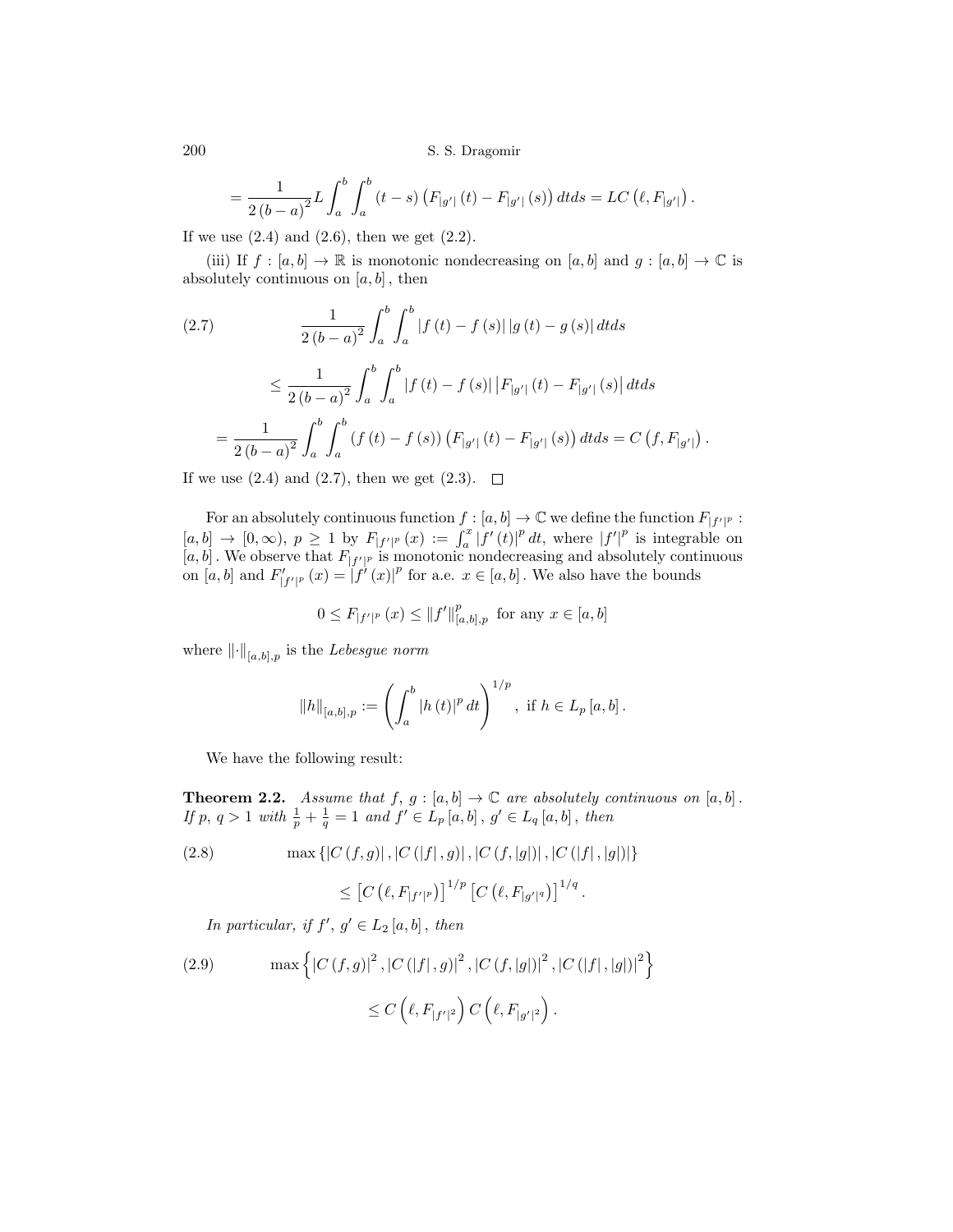$$= \frac{1}{2(b-a)^2} L \int_a^b \int_a^b (t-s) \left( F_{|g'|}(t) - F_{|g'|}(s) \right) dt ds = LC\left(\ell, F_{|g'|}\right).$$

If we use (2.4) and (2.6), then we get (2.2).

(iii) If $f : [a,b] \to \mathbb{R}$ is monotonic nondecreasing on $[a,b]$ and $g : [a,b] \to \mathbb{C}$ is absolutely continuous on $[a,b]$, then

$$\frac{1}{2(b-a)^2} \int_a^b \int_a^b |f(t) - f(s)| \, |g(t) - g(s)| \, dt ds \tag{2.7}$$

$$\leq \frac{1}{2(b-a)^2} \int_a^b \int_a^b |f(t) - f(s)| \left| F_{|g'|}(t) - F_{|g'|}(s) \right| dt ds$$

$$= \frac{1}{2(b-a)^2} \int_a^b \int_a^b (f(t) - f(s)) \left( F_{|g'|}(t) - F_{|g'|}(s) \right) dt ds = C\left(f, F_{|g'|}\right).$$

If we use (2.4) and (2.7), then we get (2.3). $\square$

For an absolutely continuous function $f : [a,b] \to \mathbb{C}$ we define the function $F_{|f'|^p} : [a,b] \to [0,\infty)$, $p \geq 1$ by $F_{|f'|^p}(x) := \int_a^x |f'(t)|^p \, dt$, where $|f'|^p$ is integrable on $[a,b]$. We observe that $F_{|f'|^p}$ is monotonic nondecreasing and absolutely continuous on $[a,b]$ and $F'_{|f'|^p}(x) = |f'(x)|^p$ for a.e. $x \in [a,b]$. We also have the bounds

$$0 \leq F_{|f'|^p}(x) \leq \|f'\|_{[a,b],p}^p \text{ for any } x \in [a,b]$$

where $\|\cdot\|_{[a,b],p}$ is the *Lebesgue norm*

$$\|h\|_{[a,b],p} := \left( \int_a^b |h(t)|^p \, dt \right)^{1/p}, \text{ if } h \in L_p[a,b].$$

We have the following result:

**Theorem 2.2.** *Assume that $f$, $g : [a,b] \to \mathbb{C}$ are absolutely continuous on $[a,b]$. If $p$, $q > 1$ with $\frac{1}{p} + \frac{1}{q} = 1$ and $f' \in L_p[a,b]$, $g' \in L_q[a,b]$, then*

$$\max\{|C(f,g)|, |C(|f|,g)|, |C(f,|g|)|, |C(|f|,|g|)|\} \tag{2.8}$$

$$\leq \left[C\left(\ell, F_{|f'|^p}\right)\right]^{1/p} \left[C\left(\ell, F_{|g'|^q}\right)\right]^{1/q}.$$

*In particular, if $f'$, $g' \in L_2[a,b]$, then*

$$\max\left\{|C(f,g)|^2, |C(|f|,g)|^2, |C(f,|g|)|^2, |C(|f|,|g|)|^2\right\} \tag{2.9}$$

$$\leq C\left(\ell, F_{|f'|^2}\right) C\left(\ell, F_{|g'|^2}\right).$$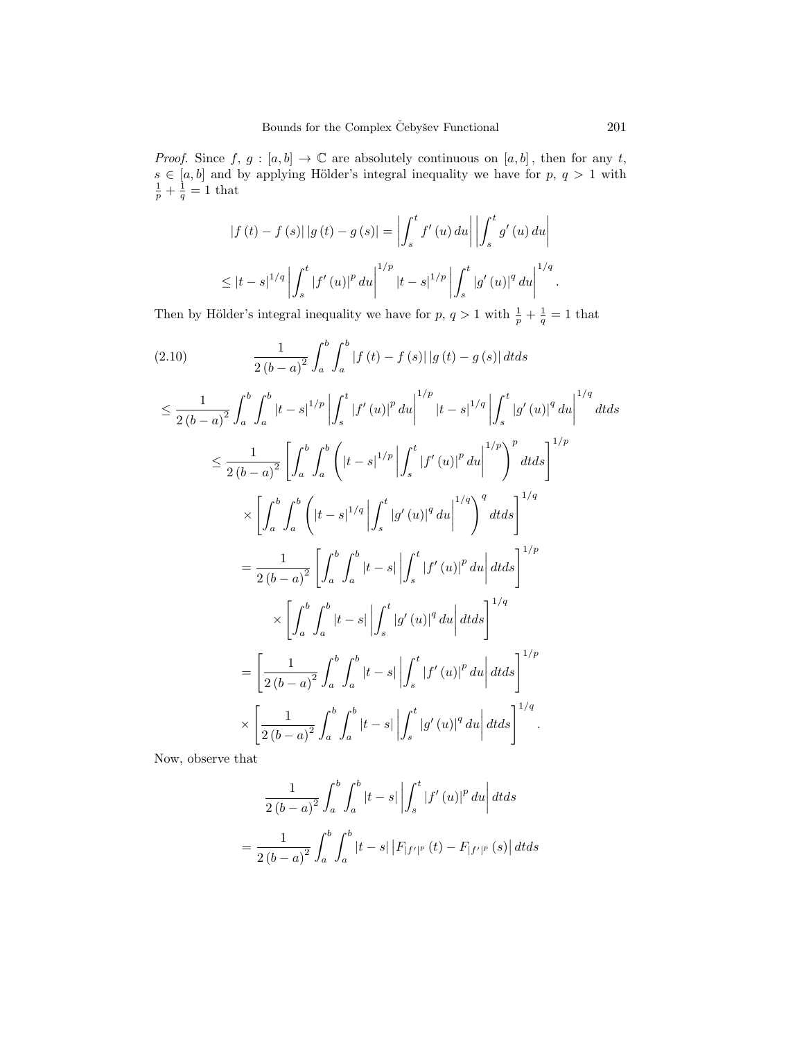*Proof.* Since $f$, $g : [a,b] \to \mathbb{C}$ are absolutely continuous on $[a,b]$, then for any $t$, $s \in [a,b]$ and by applying Hölder's integral inequality we have for $p$, $q > 1$ with $\frac{1}{p} + \frac{1}{q} = 1$ that

$$|f(t) - f(s)| \, |g(t) - g(s)| = \left| \int_s^t f'(u)\, du \right| \left| \int_s^t g'(u)\, du \right|$$

$$\leq |t-s|^{1/q} \left| \int_s^t |f'(u)|^p \, du \right|^{1/p} |t-s|^{1/p} \left| \int_s^t |g'(u)|^q \, du \right|^{1/q}.$$

Then by Hölder's integral inequality we have for $p$, $q > 1$ with $\frac{1}{p} + \frac{1}{q} = 1$ that

$$\frac{1}{2(b-a)^2} \int_a^b \int_a^b |f(t) - f(s)| \, |g(t) - g(s)| \, dt ds \tag{2.10}$$

$$\leq \frac{1}{2(b-a)^2} \int_a^b \int_a^b |t-s|^{1/p} \left| \int_s^t |f'(u)|^p \, du \right|^{1/p} |t-s|^{1/q} \left| \int_s^t |g'(u)|^q \, du \right|^{1/q} dt ds$$

$$\leq \frac{1}{2(b-a)^2} \left[ \int_a^b \int_a^b \left( |t-s|^{1/p} \left| \int_s^t |f'(u)|^p \, du \right|^{1/p} \right)^p dt ds \right]^{1/p}$$

$$\times \left[ \int_a^b \int_a^b \left( |t-s|^{1/q} \left| \int_s^t |g'(u)|^q \, du \right|^{1/q} \right)^q dt ds \right]^{1/q}$$

$$= \frac{1}{2(b-a)^2} \left[ \int_a^b \int_a^b |t-s| \left| \int_s^t |f'(u)|^p \, du \right| dt ds \right]^{1/p}$$

$$\times \left[ \int_a^b \int_a^b |t-s| \left| \int_s^t |g'(u)|^q \, du \right| dt ds \right]^{1/q}$$

$$= \left[ \frac{1}{2(b-a)^2} \int_a^b \int_a^b |t-s| \left| \int_s^t |f'(u)|^p \, du \right| dt ds \right]^{1/p}$$

$$\times \left[ \frac{1}{2(b-a)^2} \int_a^b \int_a^b |t-s| \left| \int_s^t |g'(u)|^q \, du \right| dt ds \right]^{1/q}.$$

Now, observe that

$$\frac{1}{2(b-a)^2} \int_a^b \int_a^b |t-s| \left| \int_s^t |f'(u)|^p \, du \right| dt ds$$

$$= \frac{1}{2(b-a)^2} \int_a^b \int_a^b |t-s| \left| F_{|f'|^p}(t) - F_{|f'|^p}(s) \right| dt ds$$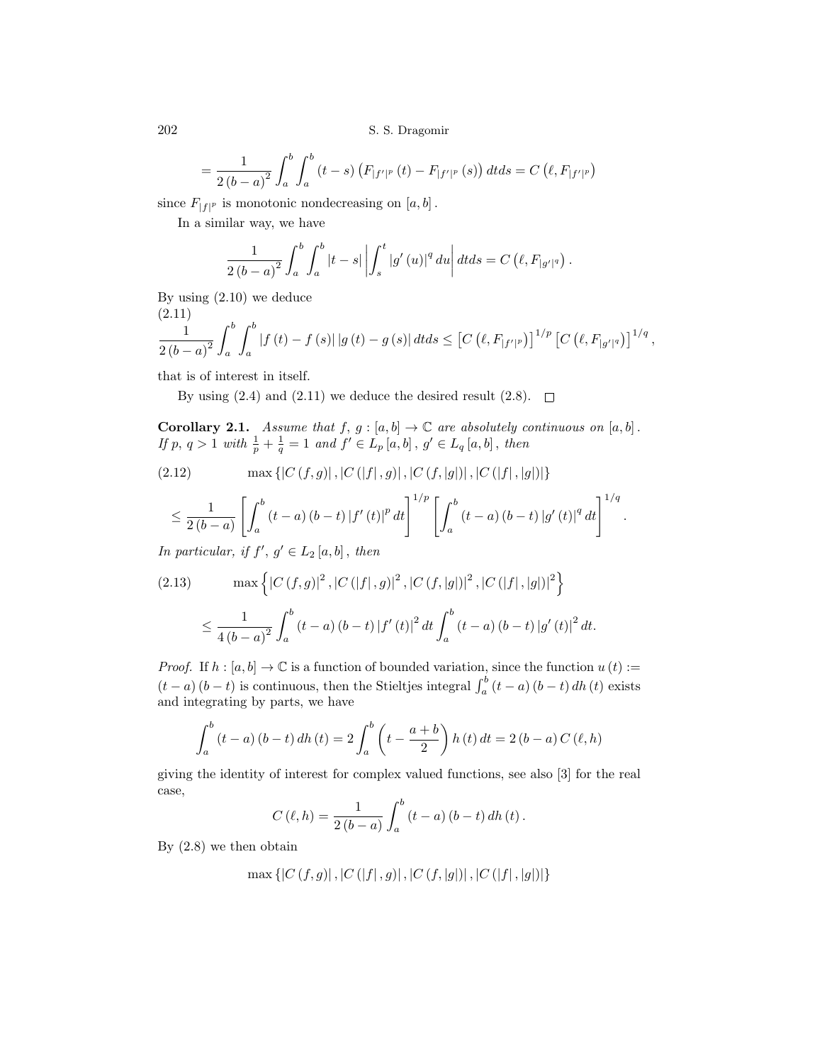$$= \frac{1}{2(b-a)^2} \int_a^b \int_a^b (t-s) \left( F_{|f'|^p}(t) - F_{|f'|^p}(s) \right) dtds = C\left(\ell, F_{|f'|^p}\right)$$

since $F_{|f|^p}$ is monotonic nondecreasing on $[a,b]$.

In a similar way, we have

$$\frac{1}{2(b-a)^2} \int_a^b \int_a^b |t-s| \left| \int_s^t |g'(u)|^q du \right| dtds = C\left(\ell, F_{|g'|^q}\right).$$

By using (2.10) we deduce

$$\frac{1}{2(b-a)^2} \int_a^b \int_a^b |f(t) - f(s)| |g(t) - g(s)| dtds \le \left[ C\left(\ell, F_{|f'|^p}\right) \right]^{1/p} \left[ C\left(\ell, F_{|g'|^q}\right) \right]^{1/q}, \tag{2.11}$$

that is of interest in itself.

By using (2.4) and (2.11) we deduce the desired result (2.8). $\square$

**Corollary 2.1.** *Assume that $f$, $g : [a,b] \to \mathbb{C}$ are absolutely continuous on $[a,b]$. If $p$, $q > 1$ with $\frac{1}{p} + \frac{1}{q} = 1$ and $f' \in L_p[a,b]$, $g' \in L_q[a,b]$, then*

$$\max\{|C(f,g)|, |C(|f|,g)|, |C(f,|g|)|, |C(|f|,|g|)|\} \tag{2.12}$$

$$\le \frac{1}{2(b-a)} \left[ \int_a^b (t-a)(b-t) |f'(t)|^p dt \right]^{1/p} \left[ \int_a^b (t-a)(b-t) |g'(t)|^q dt \right]^{1/q}.$$

*In particular, if $f'$, $g' \in L_2[a,b]$, then*

$$\max\left\{ |C(f,g)|^2, |C(|f|,g)|^2, |C(f,|g|)|^2, |C(|f|,|g|)|^2 \right\} \tag{2.13}$$

$$\le \frac{1}{4(b-a)^2} \int_a^b (t-a)(b-t) |f'(t)|^2 dt \int_a^b (t-a)(b-t) |g'(t)|^2 dt.$$

*Proof.* If $h : [a,b] \to \mathbb{C}$ is a function of bounded variation, since the function $u(t) := (t-a)(b-t)$ is continuous, then the Stieltjes integral $\int_a^b (t-a)(b-t) dh(t)$ exists and integrating by parts, we have

$$\int_a^b (t-a)(b-t) dh(t) = 2 \int_a^b \left( t - \frac{a+b}{2} \right) h(t) dt = 2(b-a) C(\ell, h)$$

giving the identity of interest for complex valued functions, see also [3] for the real case,

$$C(\ell, h) = \frac{1}{2(b-a)} \int_a^b (t-a)(b-t) dh(t).$$

By (2.8) we then obtain

$$\max\{|C(f,g)|, |C(|f|,g)|, |C(f,|g|)|, |C(|f|,|g|)|\}$$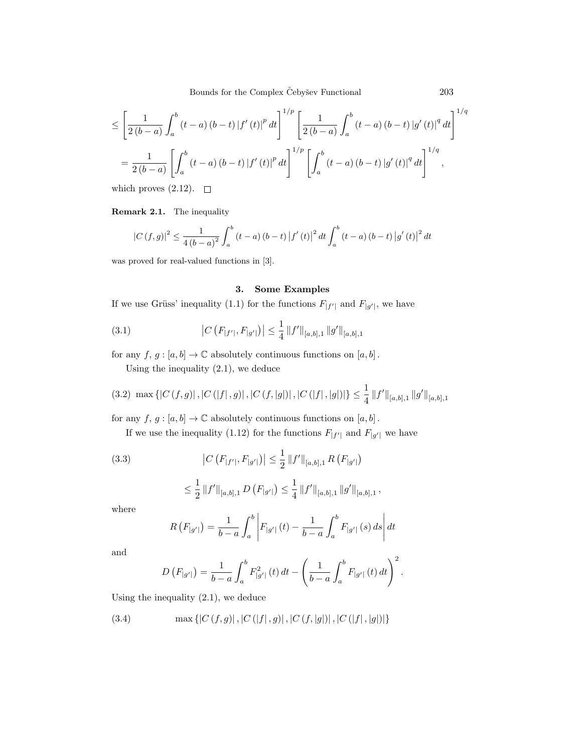$$\leq \left[\frac{1}{2(b-a)}\int_a^b (t-a)(b-t)|f'(t)|^p\,dt\right]^{1/p}\left[\frac{1}{2(b-a)}\int_a^b (t-a)(b-t)|g'(t)|^q\,dt\right]^{1/q}$$

$$= \frac{1}{2(b-a)}\left[\int_a^b (t-a)(b-t)|f'(t)|^p\,dt\right]^{1/p}\left[\int_a^b (t-a)(b-t)|g'(t)|^q\,dt\right]^{1/q},$$

which proves (2.12). □

**Remark 2.1.** The inequality

$$|C(f,g)|^2 \leq \frac{1}{4(b-a)^2}\int_a^b (t-a)(b-t)\left|f'(t)\right|^2 dt \int_a^b (t-a)(b-t)\left|g'(t)\right|^2 dt$$

was proved for real-valued functions in [3].

## 3. Some Examples

If we use Grüss' inequality (1.1) for the functions $F_{|f'|}$ and $F_{|g'|}$, we have

$$\left|C\left(F_{|f'|}, F_{|g'|}\right)\right| \leq \frac{1}{4}\|f'\|_{[a,b],1}\|g'\|_{[a,b],1} \tag{3.1}$$

for any $f,\, g : [a,b] \to \mathbb{C}$ absolutely continuous functions on $[a,b]$.

Using the inequality (2.1), we deduce

$$\max\{|C(f,g)|, |C(|f|,g)|, |C(f,|g|)|, |C(|f|,|g|)|\} \leq \frac{1}{4}\|f'\|_{[a,b],1}\|g'\|_{[a,b],1} \tag{3.2}$$

for any $f,\, g : [a,b] \to \mathbb{C}$ absolutely continuous functions on $[a,b]$.

If we use the inequality (1.12) for the functions $F_{|f'|}$ and $F_{|g'|}$ we have

$$\left|C\left(F_{|f'|}, F_{|g'|}\right)\right| \leq \frac{1}{2}\|f'\|_{[a,b],1} R\left(F_{|g'|}\right) \tag{3.3}$$

$$\leq \frac{1}{2}\|f'\|_{[a,b],1} D\left(F_{|g'|}\right) \leq \frac{1}{4}\|f'\|_{[a,b],1}\|g'\|_{[a,b],1},$$

where

$$R\left(F_{|g'|}\right) = \frac{1}{b-a}\int_a^b \left|F_{|g'|}(t) - \frac{1}{b-a}\int_a^b F_{|g'|}(s)\,ds\right| dt$$

and

$$D\left(F_{|g'|}\right) = \frac{1}{b-a}\int_a^b F_{|g'|}^2(t)\,dt - \left(\frac{1}{b-a}\int_a^b F_{|g'|}(t)\,dt\right)^2.$$

Using the inequality (2.1), we deduce

$$\max\{|C(f,g)|, |C(|f|,g)|, |C(f,|g|)|, |C(|f|,|g|)|\} \tag{3.4}$$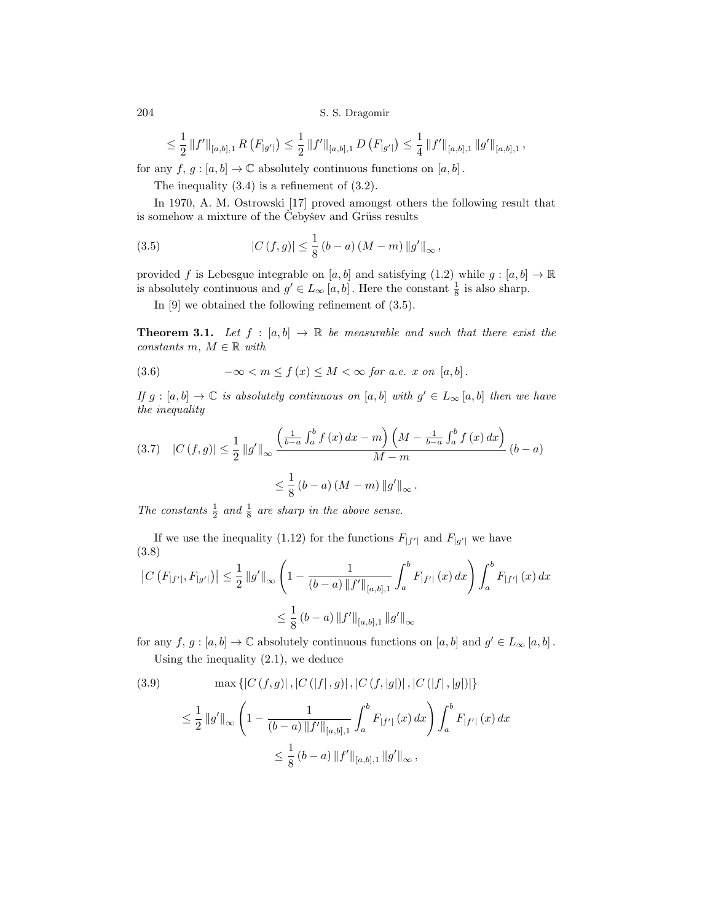$$\leq \frac{1}{2} \|f'\|_{[a,b],1} R\left(F_{|g'|}\right) \leq \frac{1}{2} \|f'\|_{[a,b],1} D\left(F_{|g'|}\right) \leq \frac{1}{4} \|f'\|_{[a,b],1} \|g'\|_{[a,b],1},$$

for any $f, g : [a,b] \to \mathbb{C}$ absolutely continuous functions on $[a,b]$.

The inequality (3.4) is a refinement of (3.2).

In 1970, A. M. Ostrowski [17] proved amongst others the following result that is somehow a mixture of the Čebyšev and Grüss results

$$|C(f,g)| \leq \frac{1}{8}(b-a)(M-m)\|g'\|_{\infty}, \tag{3.5}$$

provided $f$ is Lebesgue integrable on $[a,b]$ and satisfying (1.2) while $g : [a,b] \to \mathbb{R}$ is absolutely continuous and $g' \in L_{\infty}[a,b]$. Here the constant $\frac{1}{8}$ is also sharp.

In [9] we obtained the following refinement of (3.5).

**Theorem 3.1.** *Let $f : [a,b] \to \mathbb{R}$ be measurable and such that there exist the constants $m, M \in \mathbb{R}$ with*

$$-\infty < m \leq f(x) \leq M < \infty \text{ for a.e. } x \text{ on } [a,b]. \tag{3.6}$$

*If $g : [a,b] \to \mathbb{C}$ is absolutely continuous on $[a,b]$ with $g' \in L_{\infty}[a,b]$ then we have the inequality*

$$|C(f,g)| \leq \frac{1}{2}\|g'\|_{\infty} \frac{\left(\frac{1}{b-a}\int_a^b f(x)\,dx - m\right)\left(M - \frac{1}{b-a}\int_a^b f(x)\,dx\right)}{M-m}(b-a) \tag{3.7}$$
$$\leq \frac{1}{8}(b-a)(M-m)\|g'\|_{\infty}.$$

*The constants $\frac{1}{2}$ and $\frac{1}{8}$ are sharp in the above sense.*

If we use the inequality (1.12) for the functions $F_{|f'|}$ and $F_{|g'|}$ we have

$$\left|C\left(F_{|f'|}, F_{|g'|}\right)\right| \leq \frac{1}{2}\|g'\|_{\infty}\left(1 - \frac{1}{(b-a)\|f'\|_{[a,b],1}}\int_a^b F_{|f'|}(x)\,dx\right)\int_a^b F_{|f'|}(x)\,dx \tag{3.8}$$
$$\leq \frac{1}{8}(b-a)\|f'\|_{[a,b],1}\|g'\|_{\infty}$$

for any $f, g : [a,b] \to \mathbb{C}$ absolutely continuous functions on $[a,b]$ and $g' \in L_{\infty}[a,b]$.

Using the inequality (2.1), we deduce

$$\max\{|C(f,g)|, |C(|f|,g)|, |C(f,|g|)|, |C(|f|,|g|)|\} \tag{3.9}$$
$$\leq \frac{1}{2}\|g'\|_{\infty}\left(1 - \frac{1}{(b-a)\|f'\|_{[a,b],1}}\int_a^b F_{|f'|}(x)\,dx\right)\int_a^b F_{|f'|}(x)\,dx$$
$$\leq \frac{1}{8}(b-a)\|f'\|_{[a,b],1}\|g'\|_{\infty},$$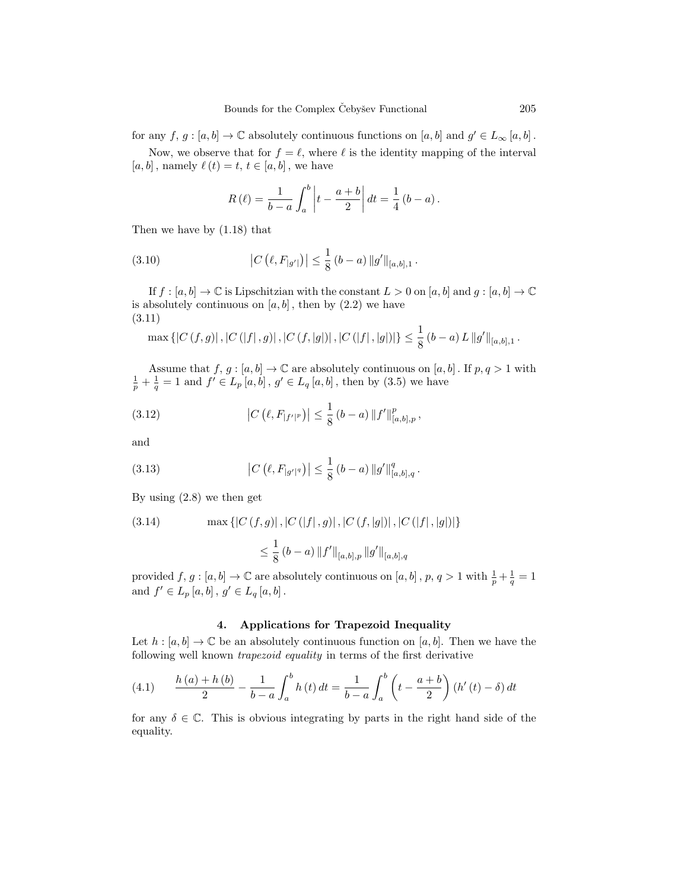for any $f, g : [a,b] \to \mathbb{C}$ absolutely continuous functions on $[a,b]$ and $g' \in L_\infty[a,b]$.

Now, we observe that for $f = \ell$, where $\ell$ is the identity mapping of the interval $[a,b]$, namely $\ell(t) = t$, $t \in [a,b]$, we have

$$R(\ell) = \frac{1}{b-a}\int_a^b \left| t - \frac{a+b}{2} \right| dt = \frac{1}{4}(b-a).$$

Then we have by (1.18) that

$$\left| C\left(\ell, F_{|g'|}\right) \right| \le \frac{1}{8}(b-a) \|g'\|_{[a,b],1}. \tag{3.10}$$

If $f : [a,b] \to \mathbb{C}$ is Lipschitzian with the constant $L > 0$ on $[a,b]$ and $g : [a,b] \to \mathbb{C}$ is absolutely continuous on $[a,b]$, then by (2.2) we have

$$\max\{|C(f,g)|, |C(|f|,g)|, |C(f,|g|)|, |C(|f|,|g|)|\} \le \frac{1}{8}(b-a) L \|g'\|_{[a,b],1}. \tag{3.11}$$

Assume that $f, g : [a,b] \to \mathbb{C}$ are absolutely continuous on $[a,b]$. If $p, q > 1$ with $\frac{1}{p} + \frac{1}{q} = 1$ and $f' \in L_p[a,b]$, $g' \in L_q[a,b]$, then by (3.5) we have

$$\left| C\left(\ell, F_{|f'|^p}\right) \right| \le \frac{1}{8}(b-a) \|f'\|_{[a,b],p}^p, \tag{3.12}$$

and

$$\left| C\left(\ell, F_{|g'|^q}\right) \right| \le \frac{1}{8}(b-a) \|g'\|_{[a,b],q}^q. \tag{3.13}$$

By using (2.8) we then get

$$\max\{|C(f,g)|, |C(|f|,g)|, |C(f,|g|)|, |C(|f|,|g|)|\} \le \frac{1}{8}(b-a) \|f'\|_{[a,b],p} \|g'\|_{[a,b],q} \tag{3.14}$$

provided $f, g : [a,b] \to \mathbb{C}$ are absolutely continuous on $[a,b]$, $p, q > 1$ with $\frac{1}{p} + \frac{1}{q} = 1$ and $f' \in L_p[a,b]$, $g' \in L_q[a,b]$.

## 4. Applications for Trapezoid Inequality

Let $h : [a,b] \to \mathbb{C}$ be an absolutely continuous function on $[a,b]$. Then we have the following well known *trapezoid equality* in terms of the first derivative

$$\frac{h(a) + h(b)}{2} - \frac{1}{b-a}\int_a^b h(t)\,dt = \frac{1}{b-a}\int_a^b \left(t - \frac{a+b}{2}\right)\left(h'(t) - \delta\right) dt \tag{4.1}$$

for any $\delta \in \mathbb{C}$. This is obvious integrating by parts in the right hand side of the equality.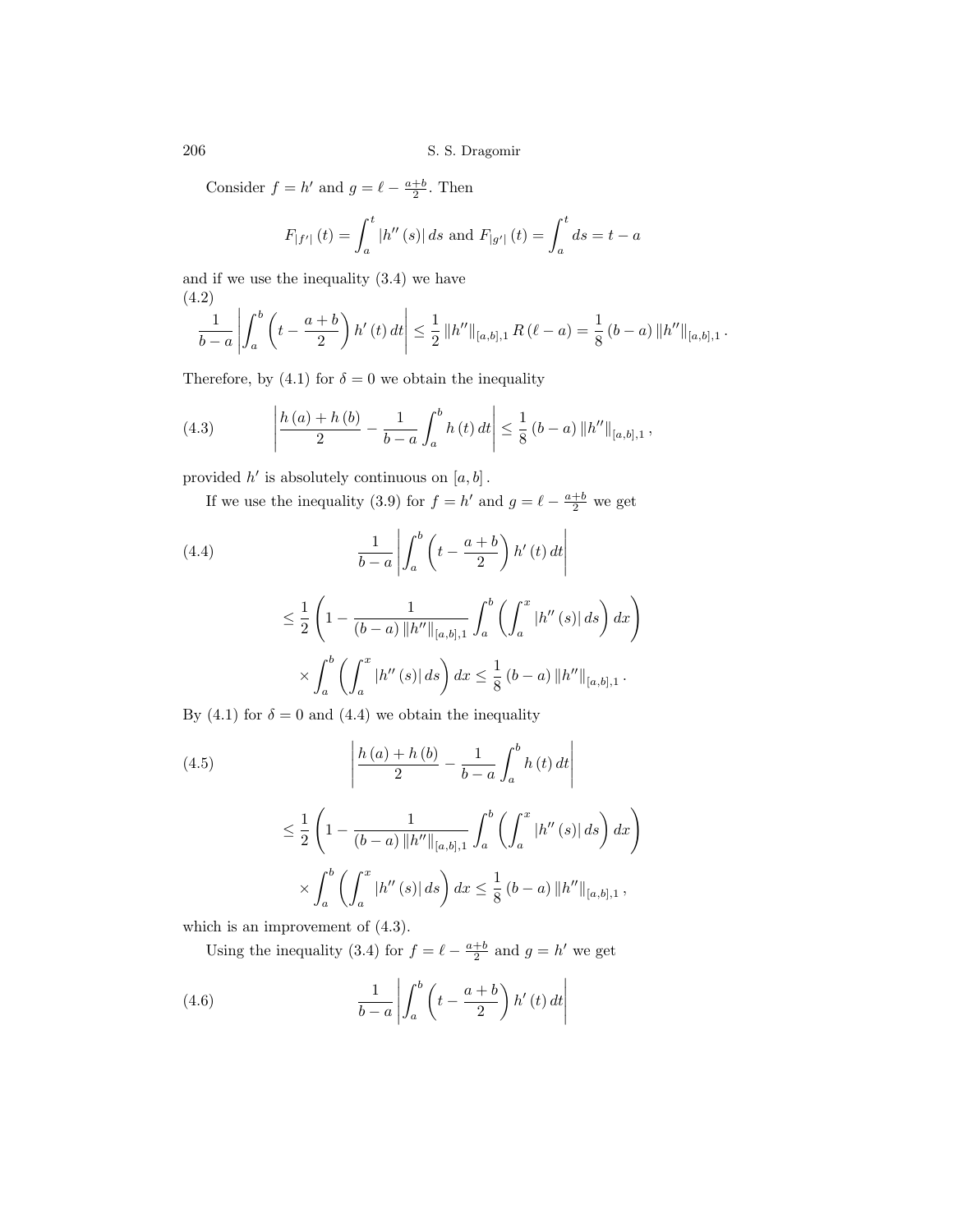Consider $f = h'$ and $g = \ell - \frac{a+b}{2}$. Then

$$F_{|f'|}(t) = \int_a^t |h''(s)|\, ds \text{ and } F_{|g'|}(t) = \int_a^t ds = t - a$$

and if we use the inequality (3.4) we have

$$\frac{1}{b-a}\left|\int_a^b \left(t - \frac{a+b}{2}\right) h'(t)\, dt\right| \leq \frac{1}{2}\|h''\|_{[a,b],1} R(\ell - a) = \frac{1}{8}(b-a)\|h''\|_{[a,b],1}. \tag{4.2}$$

Therefore, by (4.1) for $\delta = 0$ we obtain the inequality

$$\left|\frac{h(a)+h(b)}{2} - \frac{1}{b-a}\int_a^b h(t)\, dt\right| \leq \frac{1}{8}(b-a)\|h''\|_{[a,b],1}, \tag{4.3}$$

provided $h'$ is absolutely continuous on $[a,b]$.

If we use the inequality (3.9) for $f = h'$ and $g = \ell - \frac{a+b}{2}$ we get

$$\begin{aligned} &\frac{1}{b-a}\left|\int_a^b \left(t - \frac{a+b}{2}\right) h'(t)\, dt\right| \\ &\leq \frac{1}{2}\left(1 - \frac{1}{(b-a)\|h''\|_{[a,b],1}}\int_a^b \left(\int_a^x |h''(s)|\, ds\right) dx\right) \\ &\quad \times \int_a^b \left(\int_a^x |h''(s)|\, ds\right) dx \leq \frac{1}{8}(b-a)\|h''\|_{[a,b],1}. \end{aligned} \tag{4.4}$$

By (4.1) for $\delta = 0$ and (4.4) we obtain the inequality

$$\begin{aligned} &\left|\frac{h(a)+h(b)}{2} - \frac{1}{b-a}\int_a^b h(t)\, dt\right| \\ &\leq \frac{1}{2}\left(1 - \frac{1}{(b-a)\|h''\|_{[a,b],1}}\int_a^b \left(\int_a^x |h''(s)|\, ds\right) dx\right) \\ &\quad \times \int_a^b \left(\int_a^x |h''(s)|\, ds\right) dx \leq \frac{1}{8}(b-a)\|h''\|_{[a,b],1}, \end{aligned} \tag{4.5}$$

which is an improvement of (4.3).

Using the inequality (3.4) for $f = \ell - \frac{a+b}{2}$ and $g = h'$ we get

$$\frac{1}{b-a}\left|\int_a^b \left(t - \frac{a+b}{2}\right) h'(t)\, dt\right| \tag{4.6}$$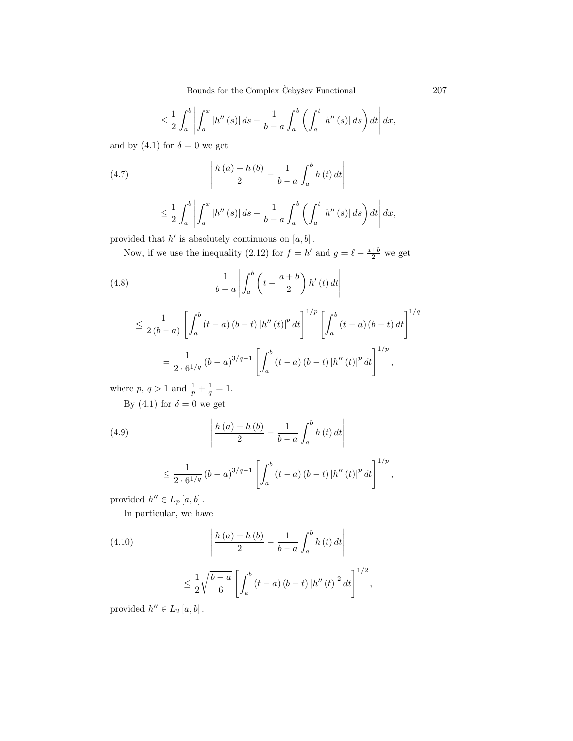$$\leq \frac{1}{2} \int_a^b \left| \int_a^x |h''(s)| \, ds - \frac{1}{b-a} \int_a^b \left( \int_a^t |h''(s)| \, ds \right) dt \right| dx,$$

and by (4.1) for $\delta = 0$ we get

$$\left| \frac{h(a) + h(b)}{2} - \frac{1}{b-a} \int_a^b h(t) \, dt \right| \tag{4.7}$$

$$\leq \frac{1}{2} \int_a^b \left| \int_a^x |h''(s)| \, ds - \frac{1}{b-a} \int_a^b \left( \int_a^t |h''(s)| \, ds \right) dt \right| dx,$$

provided that $h'$ is absolutely continuous on $[a, b]$.

Now, if we use the inequality (2.12) for $f = h'$ and $g = \ell - \frac{a+b}{2}$ we get

$$\frac{1}{b-a} \left| \int_a^b \left( t - \frac{a+b}{2} \right) h'(t) \, dt \right| \tag{4.8}$$

$$\leq \frac{1}{2(b-a)} \left[ \int_a^b (t-a)(b-t) |h''(t)|^p \, dt \right]^{1/p} \left[ \int_a^b (t-a)(b-t) \, dt \right]^{1/q}$$

$$= \frac{1}{2 \cdot 6^{1/q}} (b-a)^{3/q-1} \left[ \int_a^b (t-a)(b-t) |h''(t)|^p \, dt \right]^{1/p},$$

where $p, q > 1$ and $\frac{1}{p} + \frac{1}{q} = 1$.

By (4.1) for $\delta = 0$ we get

$$\left| \frac{h(a) + h(b)}{2} - \frac{1}{b-a} \int_a^b h(t) \, dt \right| \tag{4.9}$$

$$\leq \frac{1}{2 \cdot 6^{1/q}} (b-a)^{3/q-1} \left[ \int_a^b (t-a)(b-t) |h''(t)|^p \, dt \right]^{1/p},$$

provided $h'' \in L_p[a, b]$.

In particular, we have

$$\left| \frac{h(a) + h(b)}{2} - \frac{1}{b-a} \int_a^b h(t) \, dt \right| \tag{4.10}$$

$$\leq \frac{1}{2} \sqrt{\frac{b-a}{6}} \left[ \int_a^b (t-a)(b-t) |h''(t)|^2 \, dt \right]^{1/2},$$

provided $h'' \in L_2[a, b]$.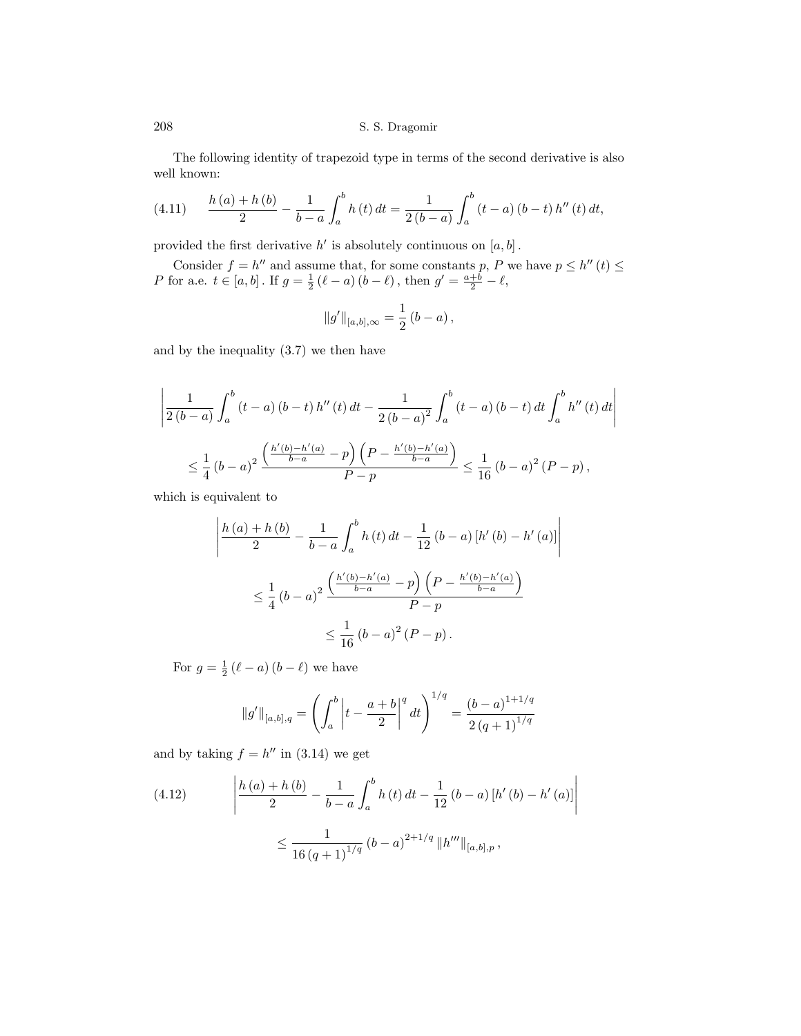The following identity of trapezoid type in terms of the second derivative is also well known:

$$\frac{h(a)+h(b)}{2}-\frac{1}{b-a}\int_a^b h(t)\,dt=\frac{1}{2(b-a)}\int_a^b (t-a)(b-t)h''(t)\,dt, \tag{4.11}$$

provided the first derivative $h'$ is absolutely continuous on $[a,b]$.

Consider $f=h''$ and assume that, for some constants $p$, $P$ we have $p\leq h''(t)\leq P$ for a.e. $t\in[a,b]$. If $g=\frac{1}{2}(\ell-a)(b-\ell)$, then $g'=\frac{a+b}{2}-\ell$,

$$\|g'\|_{[a,b],\infty}=\frac{1}{2}(b-a),$$

and by the inequality (3.7) we then have

$$\left|\frac{1}{2(b-a)}\int_a^b (t-a)(b-t)h''(t)\,dt-\frac{1}{2(b-a)^2}\int_a^b (t-a)(b-t)\,dt\int_a^b h''(t)\,dt\right|$$

$$\leq\frac{1}{4}(b-a)^2\frac{\left(\frac{h'(b)-h'(a)}{b-a}-p\right)\left(P-\frac{h'(b)-h'(a)}{b-a}\right)}{P-p}\leq\frac{1}{16}(b-a)^2(P-p),$$

which is equivalent to

$$\left|\frac{h(a)+h(b)}{2}-\frac{1}{b-a}\int_a^b h(t)\,dt-\frac{1}{12}(b-a)\left[h'(b)-h'(a)\right]\right|$$

$$\leq\frac{1}{4}(b-a)^2\frac{\left(\frac{h'(b)-h'(a)}{b-a}-p\right)\left(P-\frac{h'(b)-h'(a)}{b-a}\right)}{P-p}$$

$$\leq\frac{1}{16}(b-a)^2(P-p).$$

For $g=\frac{1}{2}(\ell-a)(b-\ell)$ we have

$$\|g'\|_{[a,b],q}=\left(\int_a^b\left|t-\frac{a+b}{2}\right|^q dt\right)^{1/q}=\frac{(b-a)^{1+1/q}}{2(q+1)^{1/q}}$$

and by taking $f=h''$ in (3.14) we get

$$\left|\frac{h(a)+h(b)}{2}-\frac{1}{b-a}\int_a^b h(t)\,dt-\frac{1}{12}(b-a)\left[h'(b)-h'(a)\right]\right| \tag{4.12}$$

$$\leq\frac{1}{16(q+1)^{1/q}}(b-a)^{2+1/q}\|h'''\|_{[a,b],p},$$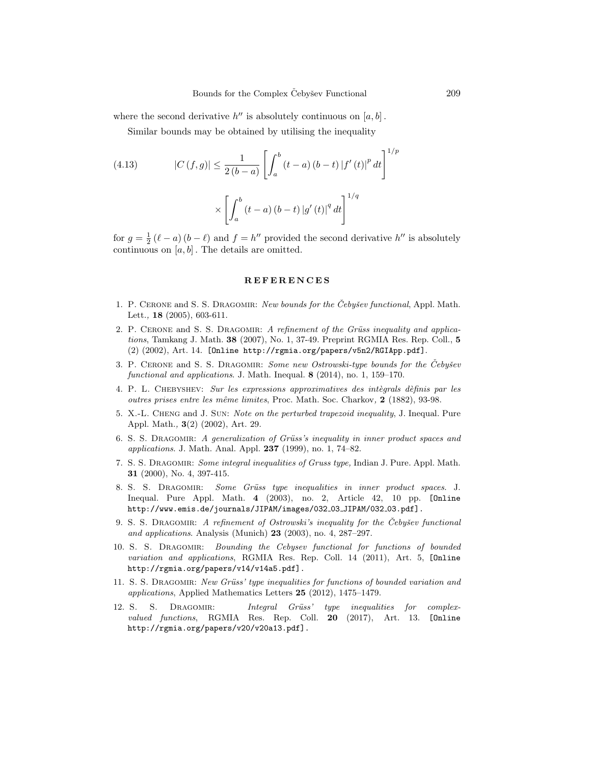where the second derivative $h''$ is absolutely continuous on $[a, b]$.

Similar bounds may be obtained by utilising the inequality

$$|C(f,g)| \le \frac{1}{2(b-a)} \left[ \int_a^b (t-a)(b-t) |f'(t)|^p \, dt \right]^{1/p} \times \left[ \int_a^b (t-a)(b-t) |g'(t)|^q \, dt \right]^{1/q} \tag{4.13}$$

for $g = \frac{1}{2}(\ell - a)(b - \ell)$ and $f = h''$ provided the second derivative $h''$ is absolutely continuous on $[a, b]$. The details are omitted.

## REFERENCES

1. P. Cerone and S. S. Dragomir: *New bounds for the Čebyšev functional*, Appl. Math. Lett., **18** (2005), 603-611.
2. P. Cerone and S. S. Dragomir: *A refinement of the Grüss inequality and applications*, Tamkang J. Math. **38** (2007), No. 1, 37-49. Preprint RGMIA Res. Rep. Coll., **5** (2) (2002), Art. 14. [Online http://rgmia.org/papers/v5n2/RGIApp.pdf].
3. P. Cerone and S. S. Dragomir: *Some new Ostrowski-type bounds for the Čebyšev functional and applications*. J. Math. Inequal. **8** (2014), no. 1, 159–170.
4. P. L. Chebyshev: *Sur les expressions approximatives des intègrals dèfinis par les outres prises entre les même limites*, Proc. Math. Soc. Charkov, **2** (1882), 93-98.
5. X.-L. Cheng and J. Sun: *Note on the perturbed trapezoid inequality*, J. Inequal. Pure Appl. Math., **3**(2) (2002), Art. 29.
6. S. S. Dragomir: *A generalization of Grüss's inequality in inner product spaces and applications*. J. Math. Anal. Appl. **237** (1999), no. 1, 74–82.
7. S. S. Dragomir: *Some integral inequalities of Gruss type,* Indian J. Pure. Appl. Math. **31** (2000), No. 4, 397-415.
8. S. S. Dragomir: *Some Grüss type inequalities in inner product spaces*. J. Inequal. Pure Appl. Math. **4** (2003), no. 2, Article 42, 10 pp. [Online http://www.emis.de/journals/JIPAM/images/032_03_JIPAM/032_03.pdf].
9. S. S. Dragomir: *A refinement of Ostrowski's inequality for the Čebyšev functional and applications*. Analysis (Munich) **23** (2003), no. 4, 287–297.
10. S. S. Dragomir: *Bounding the Cebysev functional for functions of bounded variation and applications*, RGMIA Res. Rep. Coll. 14 (2011), Art. 5, [Online http://rgmia.org/papers/v14/v14a5.pdf].
11. S. S. Dragomir: *New Grüss' type inequalities for functions of bounded variation and applications*, Applied Mathematics Letters **25** (2012), 1475–1479.
12. S. S. Dragomir: *Integral Grüss' type inequalities for complex-valued functions*, RGMIA Res. Rep. Coll. **20** (2017), Art. 13. [Online http://rgmia.org/papers/v20/v20a13.pdf].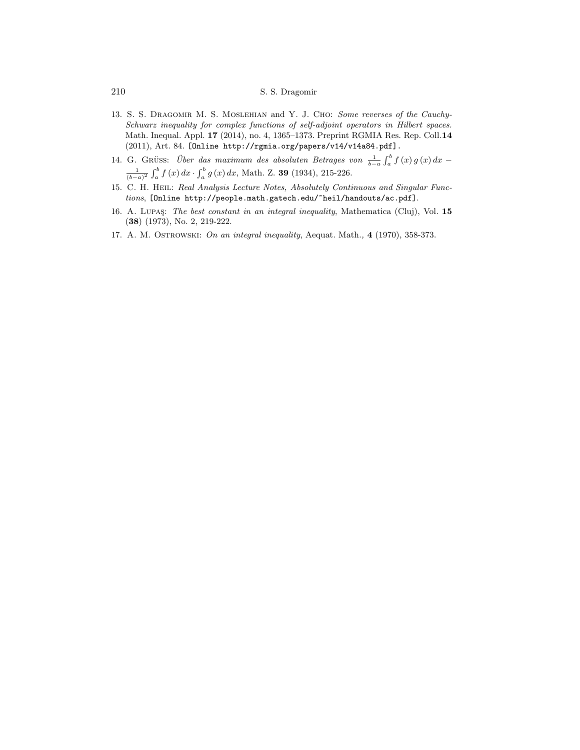13. S. S. Dragomir M. S. Moslehian and Y. J. Cho: *Some reverses of the Cauchy-Schwarz inequality for complex functions of self-adjoint operators in Hilbert spaces.* Math. Inequal. Appl. **17** (2014), no. 4, 1365–1373. Preprint RGMIA Res. Rep. Coll.**14** (2011), Art. 84. [Online http://rgmia.org/papers/v14/v14a84.pdf].
14. G. Grüss: *Über das maximum des absoluten Betrages von* $\frac{1}{b-a}\int_a^b f(x)\,g(x)\,dx - \frac{1}{(b-a)^2}\int_a^b f(x)\,dx \cdot \int_a^b g(x)\,dx$, Math. Z. **39** (1934), 215-226.
15. C. H. Heil: *Real Analysis Lecture Notes, Absolutely Continuous and Singular Functions*, [Online http://people.math.gatech.edu/~heil/handouts/ac.pdf].
16. A. Lupaş: *The best constant in an integral inequality*, Mathematica (Cluj), Vol. **15** (**38**) (1973), No. 2, 219-222.
17. A. M. Ostrowski: *On an integral inequality*, Aequat. Math., **4** (1970), 358-373.